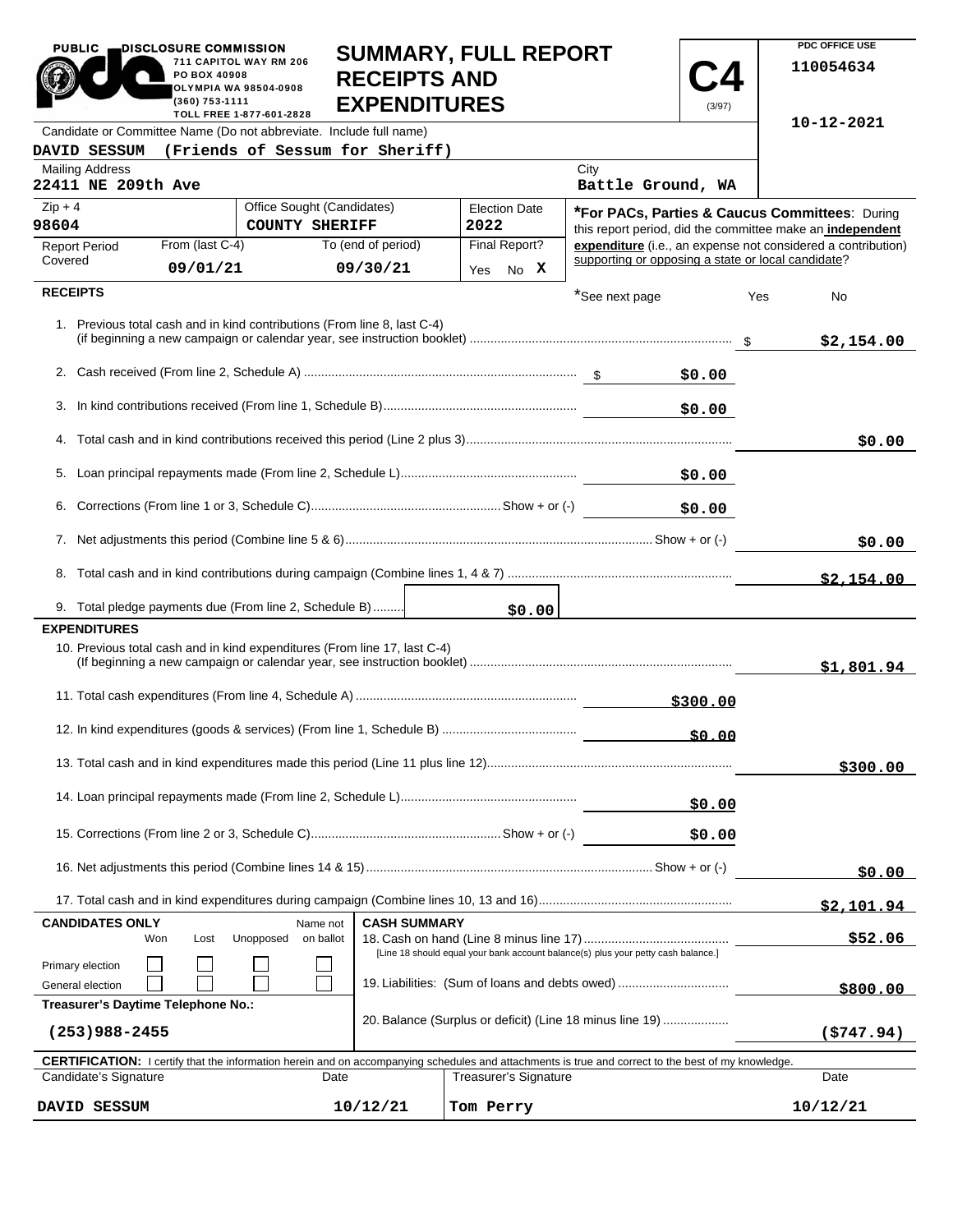PUBLIC DISCLOSURE COMMISSION
711 CAPITOL WAY RM 206
PO BOX 40908
OLYMPIA WA 98504-0908
(360) 753-1111
TOLL FREE 1-877-601-2828

# SUMMARY, FULL REPORT RECEIPTS AND EXPENDITURES

**C4** (3/97)

PDC OFFICE USE
110054634

10-12-2021

| Candidate or Committee Name (Do not abbreviate. Include full name) | |
|---|---|
| DAVID SESSUM (Friends of Sessum for Sheriff) | |
| Mailing Address: 22411 NE 209th Ave | City: Battle Ground, WA |

| Zip + 4 | Office Sought (Candidates) | Election Date |
|---|---|---|
| 98604 | COUNTY SHERIFF | 2022 |

| Report Period Covered | From (last C-4) | To (end of period) | Final Report? |
|---|---|---|---|
| | 09/01/21 | 09/30/21 | Yes No X |

***For PACs, Parties & Caucus Committees**: During this report period, did the committee make an **independent expenditure** (i.e., an expense not considered a contribution) supporting or opposing a state or local candidate?

## RECEIPTS

*See next page  Yes  No

| | | | |
|---|---|---|---|
| 1. Previous total cash and in kind contributions (From line 8, last C-4) (if beginning a new campaign or calendar year, see instruction booklet) | | | $2,154.00 |
| 2. Cash received (From line 2, Schedule A) | $ | $0.00 | |
| 3. In kind contributions received (From line 1, Schedule B) | | $0.00 | |
| 4. Total cash and in kind contributions received this period (Line 2 plus 3) | | | $0.00 |
| 5. Loan principal repayments made (From line 2, Schedule L) | | $0.00 | |
| 6. Corrections (From line 1 or 3, Schedule C) Show + or (-) | | $0.00 | |
| 7. Net adjustments this period (Combine line 5 & 6) Show + or (-) | | | $0.00 |
| 8. Total cash and in kind contributions during campaign (Combine lines 1, 4 & 7) | | | $2,154.00 |
| 9. Total pledge payments due (From line 2, Schedule B) | $0.00 | | |

## EXPENDITURES

| | | |
|---|---|---|
| 10. Previous total cash and in kind expenditures (From line 17, last C-4) (If beginning a new campaign or calendar year, see instruction booklet) | | $1,801.94 |
| 11. Total cash expenditures (From line 4, Schedule A) | $300.00 | |
| 12. In kind expenditures (goods & services) (From line 1, Schedule B) | $0.00 | |
| 13. Total cash and in kind expenditures made this period (Line 11 plus line 12) | | $300.00 |
| 14. Loan principal repayments made (From line 2, Schedule L) | $0.00 | |
| 15. Corrections (From line 2 or 3, Schedule C) Show + or (-) | $0.00 | |
| 16. Net adjustments this period (Combine lines 14 & 15) Show + or (-) | | $0.00 |
| 17. Total cash and in kind expenditures during campaign (Combine lines 10, 13 and 16) | | $2,101.94 |

| CANDIDATES ONLY | Won | Lost | Unopposed | Name not on ballot |
|---|---|---|---|---|
| Primary election | ☐ | ☐ | ☐ | ☐ |
| General election | ☐ | ☐ | ☐ | ☐ |

**Treasurer's Daytime Telephone No.:** (253)988-2455

**CASH SUMMARY**

| | |
|---|---|
| 18. Cash on hand (Line 8 minus line 17) [Line 18 should equal your bank account balance(s) plus your petty cash balance.] | $52.06 |
| 19. Liabilities: (Sum of loans and debts owed) | $800.00 |
| 20. Balance (Surplus or deficit) (Line 18 minus line 19) | ($747.94) |

**CERTIFICATION:** I certify that the information herein and on accompanying schedules and attachments is true and correct to the best of my knowledge.

| Candidate's Signature | Date | Treasurer's Signature | Date |
|---|---|---|---|
| DAVID SESSUM | 10/12/21 | Tom Perry | 10/12/21 |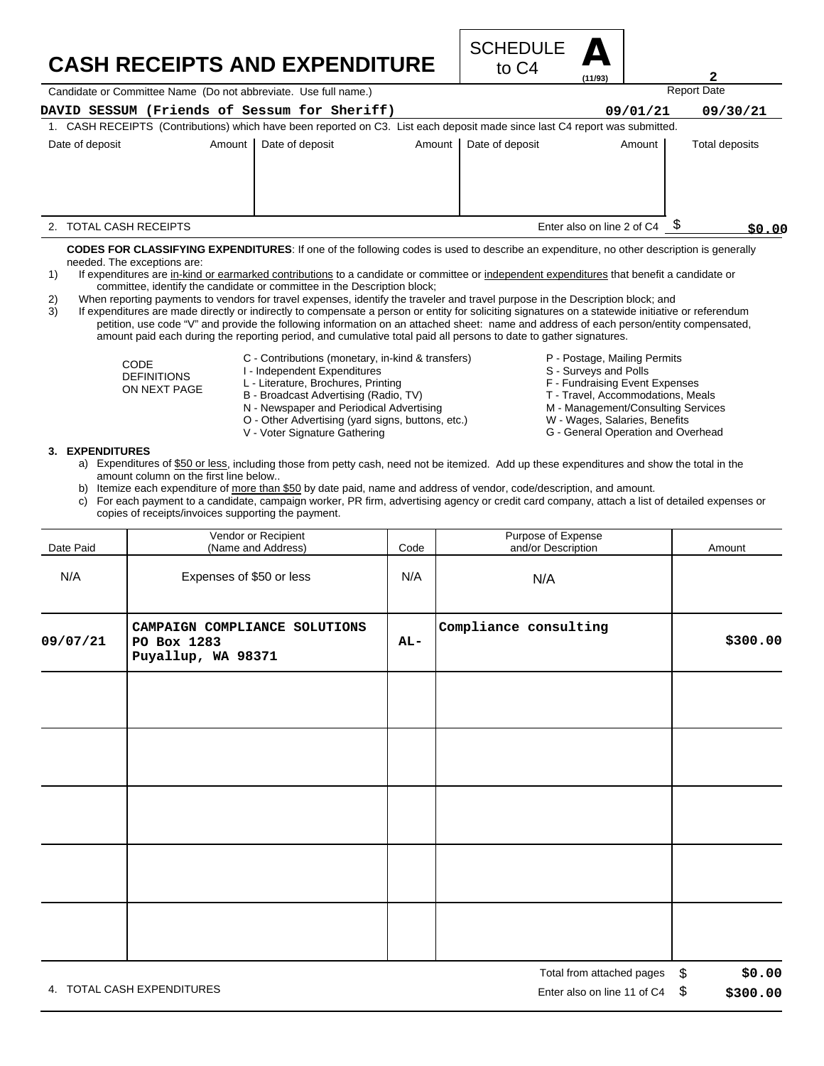# CASH RECEIPTS AND EXPENDITURE

SCHEDULE **A** to C4 (11/93)

**2**

Candidate or Committee Name (Do not abbreviate. Use full name.) | Report Date

**DAVID SESSUM (Friends of Sessum for Sheriff)** **09/01/21** **09/30/21**

1. CASH RECEIPTS (Contributions) which have been reported on C3. List each deposit made since last C4 report was submitted.

| Date of deposit | Amount | Date of deposit | Amount | Date of deposit | Amount | Total deposits |
|---|---|---|---|---|---|---|
| | | | | | | |

2. TOTAL CASH RECEIPTS — Enter also on line 2 of C4 $ **$0.00**

**CODES FOR CLASSIFYING EXPENDITURES**: If one of the following codes is used to describe an expenditure, no other description is generally needed. The exceptions are:

1) If expenditures are in-kind or earmarked contributions to a candidate or committee or independent expenditures that benefit a candidate or committee, identify the candidate or committee in the Description block;
2) When reporting payments to vendors for travel expenses, identify the traveler and travel purpose in the Description block; and
3) If expenditures are made directly or indirectly to compensate a person or entity for soliciting signatures on a statewide initiative or referendum petition, use code "V" and provide the following information on an attached sheet: name and address of each person/entity compensated, amount paid each during the reporting period, and cumulative total paid all persons to date to gather signatures.

CODE DEFINITIONS ON NEXT PAGE

- C - Contributions (monetary, in-kind & transfers)
- I - Independent Expenditures
- L - Literature, Brochures, Printing
- B - Broadcast Advertising (Radio, TV)
- N - Newspaper and Periodical Advertising
- O - Other Advertising (yard signs, buttons, etc.)
- V - Voter Signature Gathering
- P - Postage, Mailing Permits
- S - Surveys and Polls
- F - Fundraising Event Expenses
- T - Travel, Accommodations, Meals
- M - Management/Consulting Services
- W - Wages, Salaries, Benefits
- G - General Operation and Overhead

**3. EXPENDITURES**

a) Expenditures of $50 or less, including those from petty cash, need not be itemized. Add up these expenditures and show the total in the amount column on the first line below..
b) Itemize each expenditure of more than $50 by date paid, name and address of vendor, code/description, and amount.
c) For each payment to a candidate, campaign worker, PR firm, advertising agency or credit card company, attach a list of detailed expenses or copies of receipts/invoices supporting the payment.

| Date Paid | Vendor or Recipient (Name and Address) | Code | Purpose of Expense and/or Description | Amount |
|---|---|---|---|---|
| N/A | Expenses of $50 or less | N/A | N/A | |
| **09/07/21** | **CAMPAIGN COMPLIANCE SOLUTIONS PO Box 1283 Puyallup, WA 98371** | **AL-** | **Compliance consulting** | **$300.00** |
| | | | | |
| | | | | |
| | | | | |
| | | | | |
| | | | | |

Total from attached pages $ **$0.00**

4. TOTAL CASH EXPENDITURES — Enter also on line 11 of C4 $ **$300.00**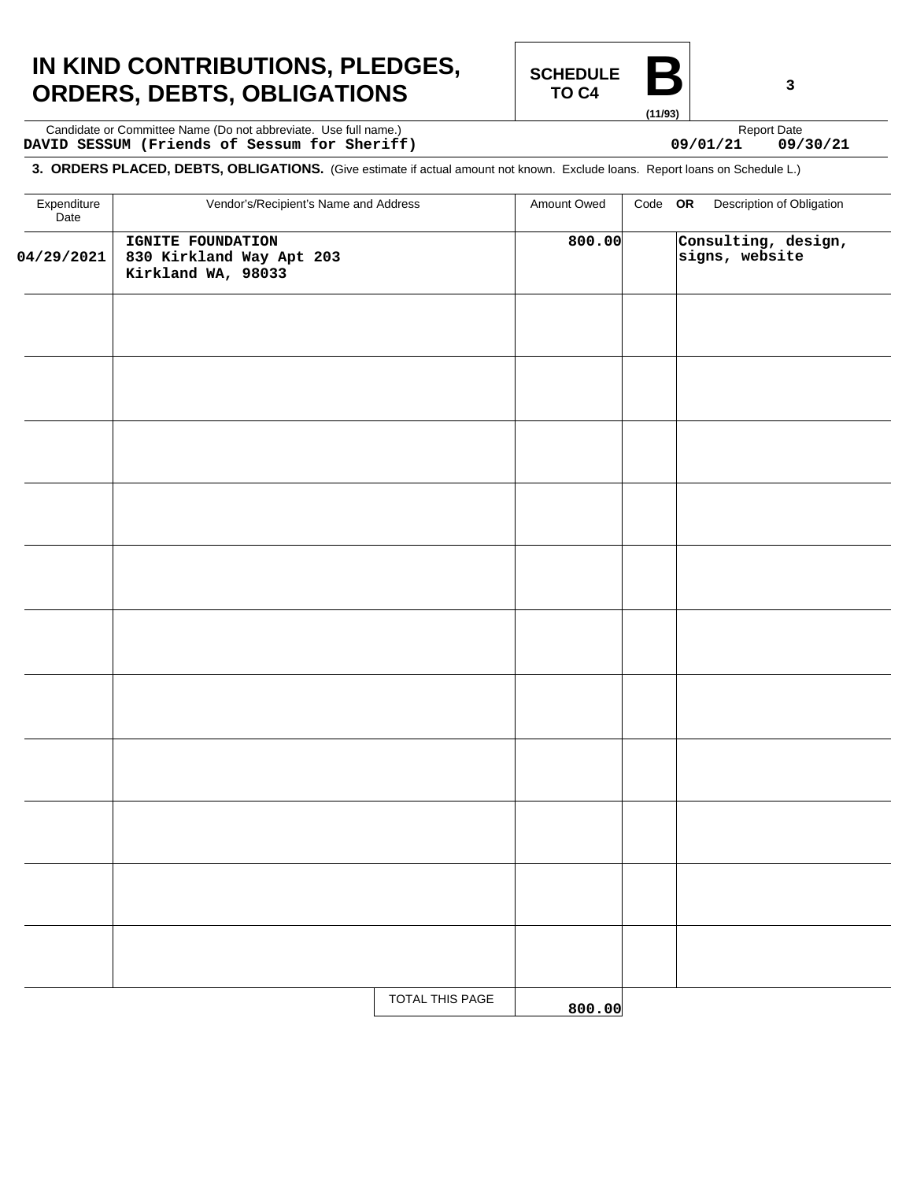# IN KIND CONTRIBUTIONS, PLEDGES, ORDERS, DEBTS, OBLIGATIONS

**SCHEDULE TO C4 B** (11/93)

Candidate or Committee Name (Do not abbreviate. Use full name.)
**DAVID SESSUM (Friends of Sessum for Sheriff)**

Report Date
**09/01/21 09/30/21**

**3. ORDERS PLACED, DEBTS, OBLIGATIONS.** (Give estimate if actual amount not known. Exclude loans. Report loans on Schedule L.)

| Expenditure Date | Vendor's/Recipient's Name and Address | Amount Owed | Code | OR Description of Obligation |
|---|---|---|---|---|
| 04/29/2021 | IGNITE FOUNDATION<br>830 Kirkland Way Apt 203<br>Kirkland WA, 98033 | 800.00 | | Consulting, design, signs, website |
| | | | | |
| | | | | |
| | | | | |
| | | | | |
| | | | | |
| | | | | |
| | | | | |
| | | | | |
| | | | | |
| | | | | |
| | | | | |
| | TOTAL THIS PAGE | 800.00 | | |